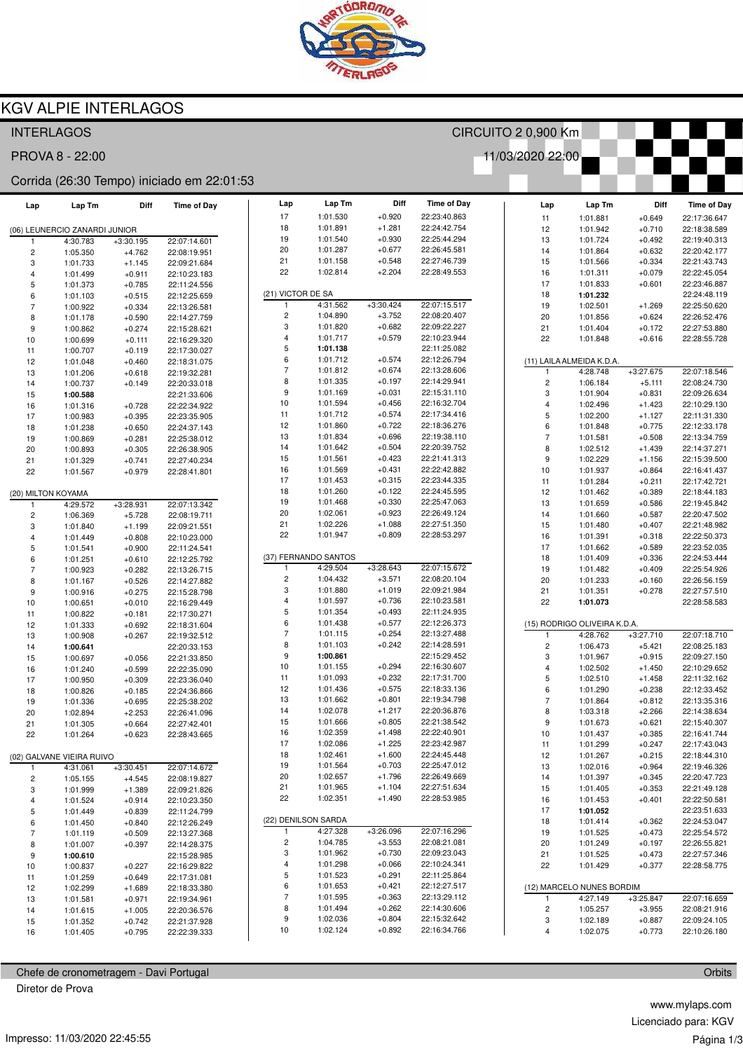# KGV ALPIE INTERLAGOS

INTERLAGOS — CIRCUITO 2 0,900 Km

PROVA 8 - 22:00 — 11/03/2020 22:00

Corrida (26:30 Tempo) iniciado em 22:01:53

### (06) LEUNERCIO ZANARDI JUNIOR

| Lap | Lap Tm | Diff | Time of Day |
|---|---|---|---|
| 1 | 4:30.783 | +3:30.195 | 22:07:14.601 |
| 2 | 1:05.350 | +4.762 | 22:08:19.951 |
| 3 | 1:01.733 | +1.145 | 22:09:21.684 |
| 4 | 1:01.499 | +0.911 | 22:10:23.183 |
| 5 | 1:01.373 | +0.785 | 22:11:24.556 |
| 6 | 1:01.103 | +0.515 | 22:12:25.659 |
| 7 | 1:00.922 | +0.334 | 22:13:26.581 |
| 8 | 1:01.178 | +0.590 | 22:14:27.759 |
| 9 | 1:00.862 | +0.274 | 22:15:28.621 |
| 10 | 1:00.699 | +0.111 | 22:16:29.320 |
| 11 | 1:00.707 | +0.119 | 22:17:30.027 |
| 12 | 1:01.048 | +0.460 | 22:18:31.075 |
| 13 | 1:01.206 | +0.618 | 22:19:32.281 |
| 14 | 1:00.737 | +0.149 | 22:20:33.018 |
| 15 | **1:00.588** | | 22:21:33.606 |
| 16 | 1:01.316 | +0.728 | 22:22:34.922 |
| 17 | 1:00.983 | +0.395 | 22:23:35.905 |
| 18 | 1:01.238 | +0.650 | 22:24:37.143 |
| 19 | 1:00.869 | +0.281 | 22:25:38.012 |
| 20 | 1:00.893 | +0.305 | 22:26:38.905 |
| 21 | 1:01.329 | +0.741 | 22:27:40.234 |
| 22 | 1:01.567 | +0.979 | 22:28:41.801 |

### (20) MILTON KOYAMA

| Lap | Lap Tm | Diff | Time of Day |
|---|---|---|---|
| 1 | 4:29.572 | +3:28.931 | 22:07:13.342 |
| 2 | 1:06.369 | +5.728 | 22:08:19.711 |
| 3 | 1:01.840 | +1.199 | 22:09:21.551 |
| 4 | 1:01.449 | +0.808 | 22:10:23.000 |
| 5 | 1:01.541 | +0.900 | 22:11:24.541 |
| 6 | 1:01.251 | +0.610 | 22:12:25.792 |
| 7 | 1:00.923 | +0.282 | 22:13:26.715 |
| 8 | 1:01.167 | +0.526 | 22:14:27.882 |
| 9 | 1:00.916 | +0.275 | 22:15:28.798 |
| 10 | 1:00.651 | +0.010 | 22:16:29.449 |
| 11 | 1:00.822 | +0.181 | 22:17:30.271 |
| 12 | 1:01.333 | +0.692 | 22:18:31.604 |
| 13 | 1:00.908 | +0.267 | 22:19:32.512 |
| 14 | **1:00.641** | | 22:20:33.153 |
| 15 | 1:00.697 | +0.056 | 22:21:33.850 |
| 16 | 1:01.240 | +0.599 | 22:22:35.090 |
| 17 | 1:00.950 | +0.309 | 22:23:36.040 |
| 18 | 1:00.826 | +0.185 | 22:24:36.866 |
| 19 | 1:01.336 | +0.695 | 22:25:38.202 |
| 20 | 1:02.894 | +2.253 | 22:26:41.096 |
| 21 | 1:01.305 | +0.664 | 22:27:42.401 |
| 22 | 1:01.264 | +0.623 | 22:28:43.665 |

### (02) GALVANE VIEIRA RUIVO

| Lap | Lap Tm | Diff | Time of Day |
|---|---|---|---|
| 1 | 4:31.061 | +3:30.451 | 22:07:14.672 |
| 2 | 1:05.155 | +4.545 | 22:08:19.827 |
| 3 | 1:01.999 | +1.389 | 22:09:21.826 |
| 4 | 1:01.524 | +0.914 | 22:10:23.350 |
| 5 | 1:01.449 | +0.839 | 22:11:24.799 |
| 6 | 1:01.450 | +0.840 | 22:12:26.249 |
| 7 | 1:01.119 | +0.509 | 22:13:27.368 |
| 8 | 1:01.007 | +0.397 | 22:14:28.375 |
| 9 | **1:00.610** | | 22:15:28.985 |
| 10 | 1:00.837 | +0.227 | 22:16:29.822 |
| 11 | 1:01.259 | +0.649 | 22:17:31.081 |
| 12 | 1:02.299 | +1.689 | 22:18:33.380 |
| 13 | 1:01.581 | +0.971 | 22:19:34.961 |
| 14 | 1:01.615 | +1.005 | 22:20:36.576 |
| 15 | 1:01.352 | +0.742 | 22:21:37.928 |
| 16 | 1:01.405 | +0.795 | 22:22:39.333 |
| 17 | 1:01.530 | +0.920 | 22:23:40.863 |
| 18 | 1:01.891 | +1.281 | 22:24:42.754 |
| 19 | 1:01.540 | +0.930 | 22:25:44.294 |
| 20 | 1:01.287 | +0.677 | 22:26:45.581 |
| 21 | 1:01.158 | +0.548 | 22:27:46.739 |
| 22 | 1:02.814 | +2.204 | 22:28:49.553 |

### (21) VICTOR DE SA

| Lap | Lap Tm | Diff | Time of Day |
|---|---|---|---|
| 1 | 4:31.562 | +3:30.424 | 22:07:15.517 |
| 2 | 1:04.890 | +3.752 | 22:08:20.407 |
| 3 | 1:01.820 | +0.682 | 22:09:22.227 |
| 4 | 1:01.717 | +0.579 | 22:10:23.944 |
| 5 | **1:01.138** | | 22:11:25.082 |
| 6 | 1:01.712 | +0.574 | 22:12:26.794 |
| 7 | 1:01.812 | +0.674 | 22:13:28.606 |
| 8 | 1:01.335 | +0.197 | 22:14:29.941 |
| 9 | 1:01.169 | +0.031 | 22:15:31.110 |
| 10 | 1:01.594 | +0.456 | 22:16:32.704 |
| 11 | 1:01.712 | +0.574 | 22:17:34.416 |
| 12 | 1:01.860 | +0.722 | 22:18:36.276 |
| 13 | 1:01.834 | +0.696 | 22:19:38.110 |
| 14 | 1:01.642 | +0.504 | 22:20:39.752 |
| 15 | 1:01.561 | +0.423 | 22:21:41.313 |
| 16 | 1:01.569 | +0.431 | 22:22:42.882 |
| 17 | 1:01.453 | +0.315 | 22:23:44.335 |
| 18 | 1:01.260 | +0.122 | 22:24:45.595 |
| 19 | 1:01.468 | +0.330 | 22:25:47.063 |
| 20 | 1:02.061 | +0.923 | 22:26:49.124 |
| 21 | 1:02.226 | +1.088 | 22:27:51.350 |
| 22 | 1:01.947 | +0.809 | 22:28:53.297 |

### (37) FERNANDO SANTOS

| Lap | Lap Tm | Diff | Time of Day |
|---|---|---|---|
| 1 | 4:29.504 | +3:28.643 | 22:07:15.672 |
| 2 | 1:04.432 | +3.571 | 22:08:20.104 |
| 3 | 1:01.880 | +1.019 | 22:09:21.984 |
| 4 | 1:01.597 | +0.736 | 22:10:23.581 |
| 5 | 1:01.354 | +0.493 | 22:11:24.935 |
| 6 | 1:01.438 | +0.577 | 22:12:26.373 |
| 7 | 1:01.115 | +0.254 | 22:13:27.488 |
| 8 | 1:01.103 | +0.242 | 22:14:28.591 |
| 9 | **1:00.861** | | 22:15:29.452 |
| 10 | 1:01.155 | +0.294 | 22:16:30.607 |
| 11 | 1:01.093 | +0.232 | 22:17:31.700 |
| 12 | 1:01.436 | +0.575 | 22:18:33.136 |
| 13 | 1:01.662 | +0.801 | 22:19:34.798 |
| 14 | 1:02.078 | +1.217 | 22:20:36.876 |
| 15 | 1:01.666 | +0.805 | 22:21:38.542 |
| 16 | 1:02.359 | +1.498 | 22:22:40.901 |
| 17 | 1:02.086 | +1.225 | 22:23:42.987 |
| 18 | 1:02.461 | +1.600 | 22:24:45.448 |
| 19 | 1:01.564 | +0.703 | 22:25:47.012 |
| 20 | 1:02.657 | +1.796 | 22:26:49.669 |
| 21 | 1:01.965 | +1.104 | 22:27:51.634 |
| 22 | 1:02.351 | +1.490 | 22:28:53.985 |

### (22) DENILSON SARDA

| Lap | Lap Tm | Diff | Time of Day |
|---|---|---|---|
| 1 | 4:27.328 | +3:26.096 | 22:07:16.296 |
| 2 | 1:04.785 | +3.553 | 22:08:21.081 |
| 3 | 1:01.962 | +0.730 | 22:09:23.043 |
| 4 | 1:01.298 | +0.066 | 22:10:24.341 |
| 5 | 1:01.523 | +0.291 | 22:11:25.864 |
| 6 | 1:01.653 | +0.421 | 22:12:27.517 |
| 7 | 1:01.595 | +0.363 | 22:13:29.112 |
| 8 | 1:01.494 | +0.262 | 22:14:30.606 |
| 9 | 1:02.036 | +0.804 | 22:15:32.642 |
| 10 | 1:02.124 | +0.892 | 22:16:34.766 |
| 11 | 1:01.881 | +0.649 | 22:17:36.647 |
| 12 | 1:01.942 | +0.710 | 22:18:38.589 |
| 13 | 1:01.724 | +0.492 | 22:19:40.313 |
| 14 | 1:01.864 | +0.632 | 22:20:42.177 |
| 15 | 1:01.566 | +0.334 | 22:21:43.743 |
| 16 | 1:01.311 | +0.079 | 22:22:45.054 |
| 17 | 1:01.833 | +0.601 | 22:23:46.887 |
| 18 | **1:01.232** | | 22:24:48.119 |
| 19 | 1:02.501 | +1.269 | 22:25:50.620 |
| 20 | 1:01.856 | +0.624 | 22:26:52.476 |
| 21 | 1:01.404 | +0.172 | 22:27:53.880 |
| 22 | 1:01.848 | +0.616 | 22:28:55.728 |

### (11) LAILA ALMEIDA K.D.A.

| Lap | Lap Tm | Diff | Time of Day |
|---|---|---|---|
| 1 | 4:28.748 | +3:27.675 | 22:07:18.546 |
| 2 | 1:06.184 | +5.111 | 22:08:24.730 |
| 3 | 1:01.904 | +0.831 | 22:09:26.634 |
| 4 | 1:02.496 | +1.423 | 22:10:29.130 |
| 5 | 1:02.200 | +1.127 | 22:11:31.330 |
| 6 | 1:01.848 | +0.775 | 22:12:33.178 |
| 7 | 1:01.581 | +0.508 | 22:13:34.759 |
| 8 | 1:02.512 | +1.439 | 22:14:37.271 |
| 9 | 1:02.229 | +1.156 | 22:15:39.500 |
| 10 | 1:01.937 | +0.864 | 22:16:41.437 |
| 11 | 1:01.284 | +0.211 | 22:17:42.721 |
| 12 | 1:01.462 | +0.389 | 22:18:44.183 |
| 13 | 1:01.659 | +0.586 | 22:19:45.842 |
| 14 | 1:01.660 | +0.587 | 22:20:47.502 |
| 15 | 1:01.480 | +0.407 | 22:21:48.982 |
| 16 | 1:01.391 | +0.318 | 22:22:50.373 |
| 17 | 1:01.662 | +0.589 | 22:23:52.035 |
| 18 | 1:01.409 | +0.336 | 22:24:53.444 |
| 19 | 1:01.482 | +0.409 | 22:25:54.926 |
| 20 | 1:01.233 | +0.160 | 22:26:56.159 |
| 21 | 1:01.351 | +0.278 | 22:27:57.510 |
| 22 | **1:01.073** | | 22:28:58.583 |

### (15) RODRIGO OLIVEIRA K.D.A.

| Lap | Lap Tm | Diff | Time of Day |
|---|---|---|---|
| 1 | 4:28.782 | +3:27.710 | 22:07:18.710 |
| 2 | 1:06.473 | +5.421 | 22:08:25.183 |
| 3 | 1:01.967 | +0.915 | 22:09:27.150 |
| 4 | 1:02.502 | +1.450 | 22:10:29.652 |
| 5 | 1:02.510 | +1.458 | 22:11:32.162 |
| 6 | 1:01.290 | +0.238 | 22:12:33.452 |
| 7 | 1:01.864 | +0.812 | 22:13:35.316 |
| 8 | 1:03.318 | +2.266 | 22:14:38.634 |
| 9 | 1:01.673 | +0.621 | 22:15:40.307 |
| 10 | 1:01.437 | +0.385 | 22:16:41.744 |
| 11 | 1:01.299 | +0.247 | 22:17:43.043 |
| 12 | 1:01.267 | +0.215 | 22:18:44.310 |
| 13 | 1:02.016 | +0.964 | 22:19:46.326 |
| 14 | 1:01.397 | +0.345 | 22:20:47.723 |
| 15 | 1:01.405 | +0.353 | 22:21:49.128 |
| 16 | 1:01.453 | +0.401 | 22:22:50.581 |
| 17 | **1:01.052** | | 22:23:51.633 |
| 18 | 1:01.414 | +0.362 | 22:24:53.047 |
| 19 | 1:01.525 | +0.473 | 22:25:54.572 |
| 20 | 1:01.249 | +0.197 | 22:26:55.821 |
| 21 | 1:01.525 | +0.473 | 22:27:57.346 |
| 22 | 1:01.429 | +0.377 | 22:28:58.775 |

### (12) MARCELO NUNES BORDIM

| Lap | Lap Tm | Diff | Time of Day |
|---|---|---|---|
| 1 | 4:27.149 | +3:25.847 | 22:07:16.659 |
| 2 | 1:05.257 | +3.955 | 22:08:21.916 |
| 3 | 1:02.189 | +0.887 | 22:09:24.105 |
| 4 | 1:02.075 | +0.773 | 22:10:26.180 |

Chefe de cronometragem - Davi Portugal

Diretor de Prova

Orbits

www.mylaps.com

Licenciado para: KGV

Impresso: 11/03/2020 22:45:55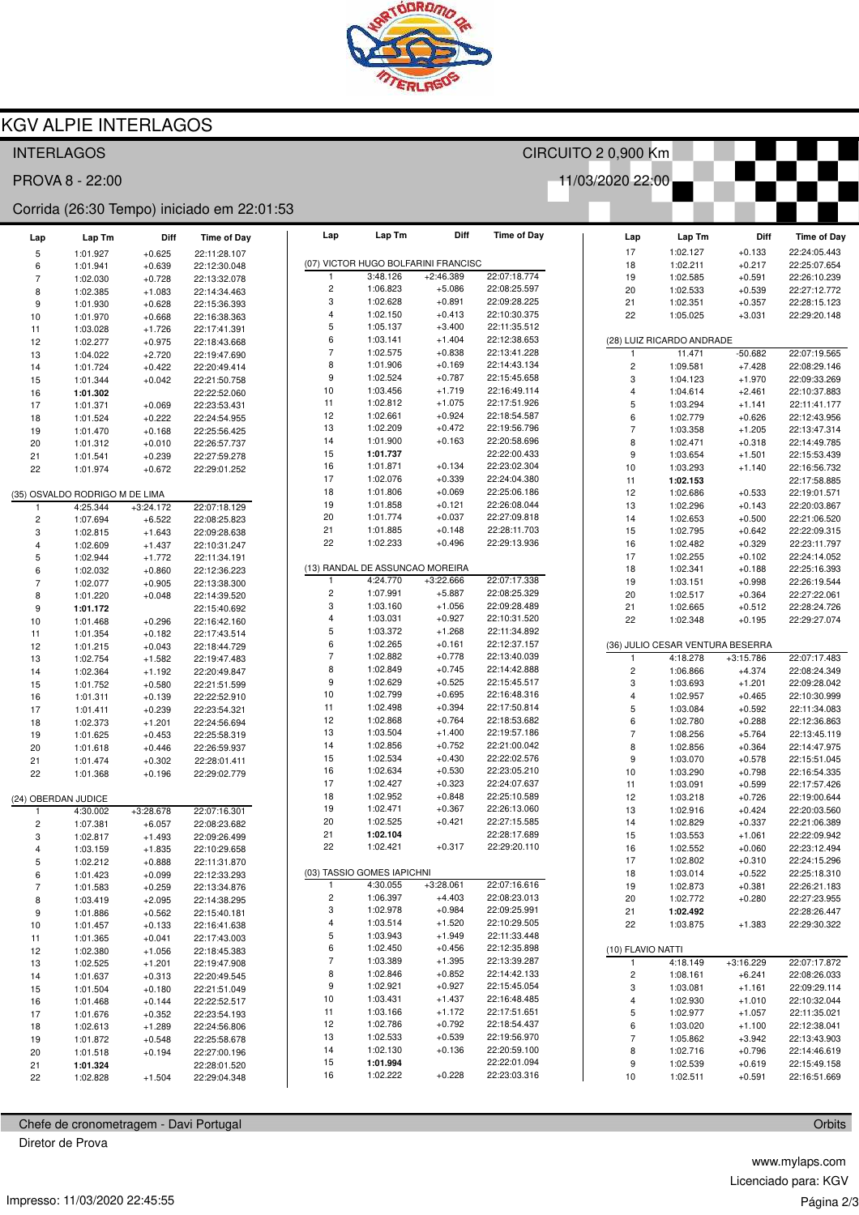# KGV ALPIE INTERLAGOS

INTERLAGOS — CIRCUITO 2 0,900 Km

PROVA 8 - 22:00 — 11/03/2020 22:00

Corrida (26:30 Tempo) iniciado em 22:01:53

| Lap | Lap Tm | Diff | Time of Day |
|---|---|---|---|
| 5 | 1:01.927 | +0.625 | 22:11:28.107 |
| 6 | 1:01.941 | +0.639 | 22:12:30.048 |
| 7 | 1:02.030 | +0.728 | 22:13:32.078 |
| 8 | 1:02.385 | +1.083 | 22:14:34.463 |
| 9 | 1:01.930 | +0.628 | 22:15:36.393 |
| 10 | 1:01.970 | +0.668 | 22:16:38.363 |
| 11 | 1:03.028 | +1.726 | 22:17:41.391 |
| 12 | 1:02.277 | +0.975 | 22:18:43.668 |
| 13 | 1:04.022 | +2.720 | 22:19:47.690 |
| 14 | 1:01.724 | +0.422 | 22:20:49.414 |
| 15 | 1:01.344 | +0.042 | 22:21:50.758 |
| 16 | **1:01.302** | | 22:22:52.060 |
| 17 | 1:01.371 | +0.069 | 22:23:53.431 |
| 18 | 1:01.524 | +0.222 | 22:24:54.955 |
| 19 | 1:01.470 | +0.168 | 22:25:56.425 |
| 20 | 1:01.312 | +0.010 | 22:26:57.737 |
| 21 | 1:01.541 | +0.239 | 22:27:59.278 |
| 22 | 1:01.974 | +0.672 | 22:29:01.252 |

(35) OSVALDO RODRIGO M DE LIMA

| Lap | Lap Tm | Diff | Time of Day |
|---|---|---|---|
| 1 | 4:25.344 | +3:24.172 | 22:07:18.129 |
| 2 | 1:07.694 | +6.522 | 22:08:25.823 |
| 3 | 1:02.815 | +1.643 | 22:09:28.638 |
| 4 | 1:02.609 | +1.437 | 22:10:31.247 |
| 5 | 1:02.944 | +1.772 | 22:11:34.191 |
| 6 | 1:02.032 | +0.860 | 22:12:36.223 |
| 7 | 1:02.077 | +0.905 | 22:13:38.300 |
| 8 | 1:01.220 | +0.048 | 22:14:39.520 |
| 9 | **1:01.172** | | 22:15:40.692 |
| 10 | 1:01.468 | +0.296 | 22:16:42.160 |
| 11 | 1:01.354 | +0.182 | 22:17:43.514 |
| 12 | 1:01.215 | +0.043 | 22:18:44.729 |
| 13 | 1:02.754 | +1.582 | 22:19:47.483 |
| 14 | 1:02.364 | +1.192 | 22:20:49.847 |
| 15 | 1:01.752 | +0.580 | 22:21:51.599 |
| 16 | 1:01.311 | +0.139 | 22:22:52.910 |
| 17 | 1:01.411 | +0.239 | 22:23:54.321 |
| 18 | 1:02.373 | +1.201 | 22:24:56.694 |
| 19 | 1:01.625 | +0.453 | 22:25:58.319 |
| 20 | 1:01.618 | +0.446 | 22:26:59.937 |
| 21 | 1:01.474 | +0.302 | 22:28:01.411 |
| 22 | 1:01.368 | +0.196 | 22:29:02.779 |

(24) OBERDAN JUDICE

| Lap | Lap Tm | Diff | Time of Day |
|---|---|---|---|
| 1 | 4:30.002 | +3:28.678 | 22:07:16.301 |
| 2 | 1:07.381 | +6.057 | 22:08:23.682 |
| 3 | 1:02.817 | +1.493 | 22:09:26.499 |
| 4 | 1:03.159 | +1.835 | 22:10:29.658 |
| 5 | 1:02.212 | +0.888 | 22:11:31.870 |
| 6 | 1:01.423 | +0.099 | 22:12:33.293 |
| 7 | 1:01.583 | +0.259 | 22:13:34.876 |
| 8 | 1:03.419 | +2.095 | 22:14:38.295 |
| 9 | 1:01.886 | +0.562 | 22:15:40.181 |
| 10 | 1:01.457 | +0.133 | 22:16:41.638 |
| 11 | 1:01.365 | +0.041 | 22:17:43.003 |
| 12 | 1:02.380 | +1.056 | 22:18:45.383 |
| 13 | 1:02.525 | +1.201 | 22:19:47.908 |
| 14 | 1:01.637 | +0.313 | 22:20:49.545 |
| 15 | 1:01.504 | +0.180 | 22:21:51.049 |
| 16 | 1:01.468 | +0.144 | 22:22:52.517 |
| 17 | 1:01.676 | +0.352 | 22:23:54.193 |
| 18 | 1:02.613 | +1.289 | 22:24:56.806 |
| 19 | 1:01.872 | +0.548 | 22:25:58.678 |
| 20 | 1:01.518 | +0.194 | 22:27:00.196 |
| 21 | **1:01.324** | | 22:28:01.520 |
| 22 | 1:02.828 | +1.504 | 22:29:04.348 |

(07) VICTOR HUGO BOLFARINI FRANCISC

| Lap | Lap Tm | Diff | Time of Day |
|---|---|---|---|
| 1 | 3:48.126 | +2:46.389 | 22:07:18.774 |
| 2 | 1:06.823 | +5.086 | 22:08:25.597 |
| 3 | 1:02.628 | +0.891 | 22:09:28.225 |
| 4 | 1:02.150 | +0.413 | 22:10:30.375 |
| 5 | 1:05.137 | +3.400 | 22:11:35.512 |
| 6 | 1:03.141 | +1.404 | 22:12:38.653 |
| 7 | 1:02.575 | +0.838 | 22:13:41.228 |
| 8 | 1:01.906 | +0.169 | 22:14:43.134 |
| 9 | 1:02.524 | +0.787 | 22:15:45.658 |
| 10 | 1:03.456 | +1.719 | 22:16:49.114 |
| 11 | 1:02.812 | +1.075 | 22:17:51.926 |
| 12 | 1:02.661 | +0.924 | 22:18:54.587 |
| 13 | 1:02.209 | +0.472 | 22:19:56.796 |
| 14 | 1:01.900 | +0.163 | 22:20:58.696 |
| 15 | **1:01.737** | | 22:22:00.433 |
| 16 | 1:01.871 | +0.134 | 22:23:02.304 |
| 17 | 1:02.076 | +0.339 | 22:24:04.380 |
| 18 | 1:01.806 | +0.069 | 22:25:06.186 |
| 19 | 1:01.858 | +0.121 | 22:26:08.044 |
| 20 | 1:01.774 | +0.037 | 22:27:09.818 |
| 21 | 1:01.885 | +0.148 | 22:28:11.703 |
| 22 | 1:02.233 | +0.496 | 22:29:13.936 |

(13) RANDAL DE ASSUNCAO MOREIRA

| Lap | Lap Tm | Diff | Time of Day |
|---|---|---|---|
| 1 | 4:24.770 | +3:22.666 | 22:07:17.338 |
| 2 | 1:07.991 | +5.887 | 22:08:25.329 |
| 3 | 1:03.160 | +1.056 | 22:09:28.489 |
| 4 | 1:03.031 | +0.927 | 22:10:31.520 |
| 5 | 1:03.372 | +1.268 | 22:11:34.892 |
| 6 | 1:02.265 | +0.161 | 22:12:37.157 |
| 7 | 1:02.882 | +0.778 | 22:13:40.039 |
| 8 | 1:02.849 | +0.745 | 22:14:42.888 |
| 9 | 1:02.629 | +0.525 | 22:15:45.517 |
| 10 | 1:02.799 | +0.695 | 22:16:48.316 |
| 11 | 1:02.498 | +0.394 | 22:17:50.814 |
| 12 | 1:02.868 | +0.764 | 22:18:53.682 |
| 13 | 1:03.504 | +1.400 | 22:19:57.186 |
| 14 | 1:02.856 | +0.752 | 22:21:00.042 |
| 15 | 1:02.534 | +0.430 | 22:22:02.576 |
| 16 | 1:02.634 | +0.530 | 22:23:05.210 |
| 17 | 1:02.427 | +0.323 | 22:24:07.637 |
| 18 | 1:02.952 | +0.848 | 22:25:10.589 |
| 19 | 1:02.471 | +0.367 | 22:26:13.060 |
| 20 | 1:02.525 | +0.421 | 22:27:15.585 |
| 21 | **1:02.104** | | 22:28:17.689 |
| 22 | 1:02.421 | +0.317 | 22:29:20.110 |

(03) TASSIO GOMES IAPICHNI

| Lap | Lap Tm | Diff | Time of Day |
|---|---|---|---|
| 1 | 4:30.055 | +3:28.061 | 22:07:16.616 |
| 2 | 1:06.397 | +4.403 | 22:08:23.013 |
| 3 | 1:02.978 | +0.984 | 22:09:25.991 |
| 4 | 1:03.514 | +1.520 | 22:10:29.505 |
| 5 | 1:03.943 | +1.949 | 22:11:33.448 |
| 6 | 1:02.450 | +0.456 | 22:12:35.898 |
| 7 | 1:03.389 | +1.395 | 22:13:39.287 |
| 8 | 1:02.846 | +0.852 | 22:14:42.133 |
| 9 | 1:02.921 | +0.927 | 22:15:45.054 |
| 10 | 1:03.431 | +1.437 | 22:16:48.485 |
| 11 | 1:03.166 | +1.172 | 22:17:51.651 |
| 12 | 1:02.786 | +0.792 | 22:18:54.437 |
| 13 | 1:02.533 | +0.539 | 22:19:56.970 |
| 14 | 1:02.130 | +0.136 | 22:20:59.100 |
| 15 | **1:01.994** | | 22:22:01.094 |
| 16 | 1:02.222 | +0.228 | 22:23:03.316 |

| Lap | Lap Tm | Diff | Time of Day |
|---|---|---|---|
| 17 | 1:02.127 | +0.133 | 22:24:05.443 |
| 18 | 1:02.211 | +0.217 | 22:25:07.654 |
| 19 | 1:02.585 | +0.591 | 22:26:10.239 |
| 20 | 1:02.533 | +0.539 | 22:27:12.772 |
| 21 | 1:02.351 | +0.357 | 22:28:15.123 |
| 22 | 1:05.025 | +3.031 | 22:29:20.148 |

(28) LUIZ RICARDO ANDRADE

| Lap | Lap Tm | Diff | Time of Day |
|---|---|---|---|
| 1 | 11.471 | -50.682 | 22:07:19.565 |
| 2 | 1:09.581 | +7.428 | 22:08:29.146 |
| 3 | 1:04.123 | +1.970 | 22:09:33.269 |
| 4 | 1:04.614 | +2.461 | 22:10:37.883 |
| 5 | 1:03.294 | +1.141 | 22:11:41.177 |
| 6 | 1:02.779 | +0.626 | 22:12:43.956 |
| 7 | 1:03.358 | +1.205 | 22:13:47.314 |
| 8 | 1:02.471 | +0.318 | 22:14:49.785 |
| 9 | 1:03.654 | +1.501 | 22:15:53.439 |
| 10 | 1:03.293 | +1.140 | 22:16:56.732 |
| 11 | **1:02.153** | | 22:17:58.885 |
| 12 | 1:02.686 | +0.533 | 22:19:01.571 |
| 13 | 1:02.296 | +0.143 | 22:20:03.867 |
| 14 | 1:02.653 | +0.500 | 22:21:06.520 |
| 15 | 1:02.795 | +0.642 | 22:22:09.315 |
| 16 | 1:02.482 | +0.329 | 22:23:11.797 |
| 17 | 1:02.255 | +0.102 | 22:24:14.052 |
| 18 | 1:02.341 | +0.188 | 22:25:16.393 |
| 19 | 1:03.151 | +0.998 | 22:26:19.544 |
| 20 | 1:02.517 | +0.364 | 22:27:22.061 |
| 21 | 1:02.665 | +0.512 | 22:28:24.726 |
| 22 | 1:02.348 | +0.195 | 22:29:27.074 |

(36) JULIO CESAR VENTURA BESERRA

| Lap | Lap Tm | Diff | Time of Day |
|---|---|---|---|
| 1 | 4:18.278 | +3:15.786 | 22:07:17.483 |
| 2 | 1:06.866 | +4.374 | 22:08:24.349 |
| 3 | 1:03.693 | +1.201 | 22:09:28.042 |
| 4 | 1:02.957 | +0.465 | 22:10:30.999 |
| 5 | 1:03.084 | +0.592 | 22:11:34.083 |
| 6 | 1:02.780 | +0.288 | 22:12:36.863 |
| 7 | 1:08.256 | +5.764 | 22:13:45.119 |
| 8 | 1:02.856 | +0.364 | 22:14:47.975 |
| 9 | 1:03.070 | +0.578 | 22:15:51.045 |
| 10 | 1:03.290 | +0.798 | 22:16:54.335 |
| 11 | 1:03.091 | +0.599 | 22:17:57.426 |
| 12 | 1:03.218 | +0.726 | 22:19:00.644 |
| 13 | 1:02.916 | +0.424 | 22:20:03.560 |
| 14 | 1:02.829 | +0.337 | 22:21:06.389 |
| 15 | 1:03.553 | +1.061 | 22:22:09.942 |
| 16 | 1:02.552 | +0.060 | 22:23:12.494 |
| 17 | 1:02.802 | +0.310 | 22:24:15.296 |
| 18 | 1:03.014 | +0.522 | 22:25:18.310 |
| 19 | 1:02.873 | +0.381 | 22:26:21.183 |
| 20 | 1:02.772 | +0.280 | 22:27:23.955 |
| 21 | **1:02.492** | | 22:28:26.447 |
| 22 | 1:03.875 | +1.383 | 22:29:30.322 |

(10) FLAVIO NATTI

| Lap | Lap Tm | Diff | Time of Day |
|---|---|---|---|
| 1 | 4:18.149 | +3:16.229 | 22:07:17.872 |
| 2 | 1:08.161 | +6.241 | 22:08:26.033 |
| 3 | 1:03.081 | +1.161 | 22:09:29.114 |
| 4 | 1:02.930 | +1.010 | 22:10:32.044 |
| 5 | 1:02.977 | +1.057 | 22:11:35.021 |
| 6 | 1:03.020 | +1.100 | 22:12:38.041 |
| 7 | 1:05.862 | +3.942 | 22:13:43.903 |
| 8 | 1:02.716 | +0.796 | 22:14:46.619 |
| 9 | 1:02.539 | +0.619 | 22:15:49.158 |
| 10 | 1:02.511 | +0.591 | 22:16:51.669 |

Chefe de cronometragem - Davi Portugal — Orbits

Diretor de Prova

www.mylaps.com

Licenciado para: KGV

Impresso: 11/03/2020 22:45:55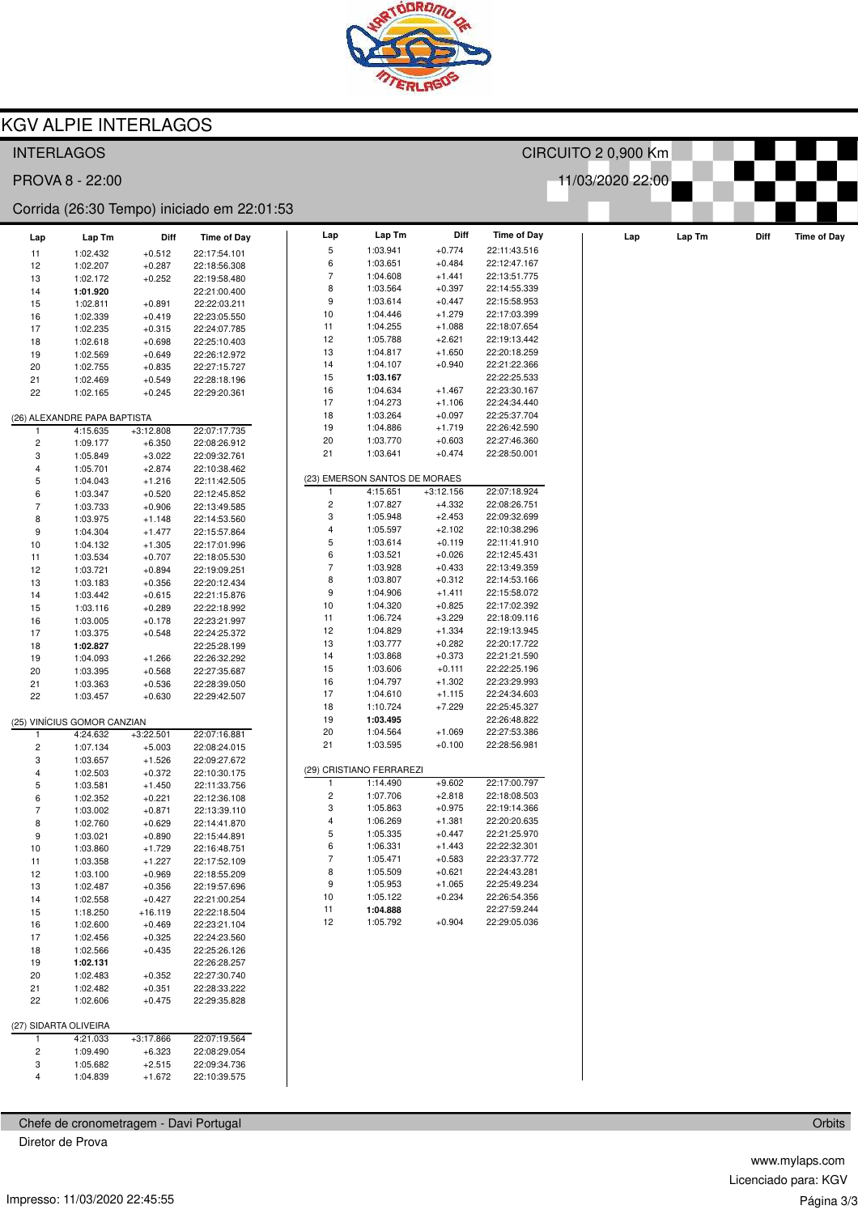# KGV ALPIE INTERLAGOS

INTERLAGOS — CIRCUITO 2 0,900 Km

PROVA 8 - 22:00 — 11/03/2020 22:00

Corrida (26:30 Tempo) iniciado em 22:01:53

| Lap | Lap Tm | Diff | Time of Day |
|---|---|---|---|
| 11 | 1:02.432 | +0.512 | 22:17:54.101 |
| 12 | 1:02.207 | +0.287 | 22:18:56.308 |
| 13 | 1:02.172 | +0.252 | 22:19:58.480 |
| 14 | **1:01.920** | | 22:21:00.400 |
| 15 | 1:02.811 | +0.891 | 22:22:03.211 |
| 16 | 1:02.339 | +0.419 | 22:23:05.550 |
| 17 | 1:02.235 | +0.315 | 22:24:07.785 |
| 18 | 1:02.618 | +0.698 | 22:25:10.403 |
| 19 | 1:02.569 | +0.649 | 22:26:12.972 |
| 20 | 1:02.755 | +0.835 | 22:27:15.727 |
| 21 | 1:02.469 | +0.549 | 22:28:18.196 |
| 22 | 1:02.165 | +0.245 | 22:29:20.361 |

(26) ALEXANDRE PAPA BAPTISTA

| Lap | Lap Tm | Diff | Time of Day |
|---|---|---|---|
| 1 | 4:15.635 | +3:12.808 | 22:07:17.735 |
| 2 | 1:09.177 | +6.350 | 22:08:26.912 |
| 3 | 1:05.849 | +3.022 | 22:09:32.761 |
| 4 | 1:05.701 | +2.874 | 22:10:38.462 |
| 5 | 1:04.043 | +1.216 | 22:11:42.505 |
| 6 | 1:03.347 | +0.520 | 22:12:45.852 |
| 7 | 1:03.733 | +0.906 | 22:13:49.585 |
| 8 | 1:03.975 | +1.148 | 22:14:53.560 |
| 9 | 1:04.304 | +1.477 | 22:15:57.864 |
| 10 | 1:04.132 | +1.305 | 22:17:01.996 |
| 11 | 1:03.534 | +0.707 | 22:18:05.530 |
| 12 | 1:03.721 | +0.894 | 22:19:09.251 |
| 13 | 1:03.183 | +0.356 | 22:20:12.434 |
| 14 | 1:03.442 | +0.615 | 22:21:15.876 |
| 15 | 1:03.116 | +0.289 | 22:22:18.992 |
| 16 | 1:03.005 | +0.178 | 22:23:21.997 |
| 17 | 1:03.375 | +0.548 | 22:24:25.372 |
| 18 | **1:02.827** | | 22:25:28.199 |
| 19 | 1:04.093 | +1.266 | 22:26:32.292 |
| 20 | 1:03.395 | +0.568 | 22:27:35.687 |
| 21 | 1:03.363 | +0.536 | 22:28:39.050 |
| 22 | 1:03.457 | +0.630 | 22:29:42.507 |

(25) VINÍCIUS GOMOR CANZIAN

| Lap | Lap Tm | Diff | Time of Day |
|---|---|---|---|
| 1 | 4:24.632 | +3:22.501 | 22:07:16.881 |
| 2 | 1:07.134 | +5.003 | 22:08:24.015 |
| 3 | 1:03.657 | +1.526 | 22:09:27.672 |
| 4 | 1:02.503 | +0.372 | 22:10:30.175 |
| 5 | 1:03.581 | +1.450 | 22:11:33.756 |
| 6 | 1:02.352 | +0.221 | 22:12:36.108 |
| 7 | 1:03.002 | +0.871 | 22:13:39.110 |
| 8 | 1:02.760 | +0.629 | 22:14:41.870 |
| 9 | 1:03.021 | +0.890 | 22:15:44.891 |
| 10 | 1:03.860 | +1.729 | 22:16:48.751 |
| 11 | 1:03.358 | +1.227 | 22:17:52.109 |
| 12 | 1:03.100 | +0.969 | 22:18:55.209 |
| 13 | 1:02.487 | +0.356 | 22:19:57.696 |
| 14 | 1:02.558 | +0.427 | 22:21:00.254 |
| 15 | 1:18.250 | +16.119 | 22:22:18.504 |
| 16 | 1:02.600 | +0.469 | 22:23:21.104 |
| 17 | 1:02.456 | +0.325 | 22:24:23.560 |
| 18 | 1:02.566 | +0.435 | 22:25:26.126 |
| 19 | **1:02.131** | | 22:26:28.257 |
| 20 | 1:02.483 | +0.352 | 22:27:30.740 |
| 21 | 1:02.482 | +0.351 | 22:28:33.222 |
| 22 | 1:02.606 | +0.475 | 22:29:35.828 |

(27) SIDARTA OLIVEIRA

| Lap | Lap Tm | Diff | Time of Day |
|---|---|---|---|
| 1 | 4:21.033 | +3:17.866 | 22:07:19.564 |
| 2 | 1:09.490 | +6.323 | 22:08:29.054 |
| 3 | 1:05.682 | +2.515 | 22:09:34.736 |
| 4 | 1:04.839 | +1.672 | 22:10:39.575 |
| 5 | 1:03.941 | +0.774 | 22:11:43.516 |
| 6 | 1:03.651 | +0.484 | 22:12:47.167 |
| 7 | 1:04.608 | +1.441 | 22:13:51.775 |
| 8 | 1:03.564 | +0.397 | 22:14:55.339 |
| 9 | 1:03.614 | +0.447 | 22:15:58.953 |
| 10 | 1:04.446 | +1.279 | 22:17:03.399 |
| 11 | 1:04.255 | +1.088 | 22:18:07.654 |
| 12 | 1:05.788 | +2.621 | 22:19:13.442 |
| 13 | 1:04.817 | +1.650 | 22:20:18.259 |
| 14 | 1:04.107 | +0.940 | 22:21:22.366 |
| 15 | **1:03.167** | | 22:22:25.533 |
| 16 | 1:04.634 | +1.467 | 22:23:30.167 |
| 17 | 1:04.273 | +1.106 | 22:24:34.440 |
| 18 | 1:03.264 | +0.097 | 22:25:37.704 |
| 19 | 1:04.886 | +1.719 | 22:26:42.590 |
| 20 | 1:03.770 | +0.603 | 22:27:46.360 |
| 21 | 1:03.641 | +0.474 | 22:28:50.001 |

(23) EMERSON SANTOS DE MORAES

| Lap | Lap Tm | Diff | Time of Day |
|---|---|---|---|
| 1 | 4:15.651 | +3:12.156 | 22:07:18.924 |
| 2 | 1:07.827 | +4.332 | 22:08:26.751 |
| 3 | 1:05.948 | +2.453 | 22:09:32.699 |
| 4 | 1:05.597 | +2.102 | 22:10:38.296 |
| 5 | 1:03.614 | +0.119 | 22:11:41.910 |
| 6 | 1:03.521 | +0.026 | 22:12:45.431 |
| 7 | 1:03.928 | +0.433 | 22:13:49.359 |
| 8 | 1:03.807 | +0.312 | 22:14:53.166 |
| 9 | 1:04.906 | +1.411 | 22:15:58.072 |
| 10 | 1:04.320 | +0.825 | 22:17:02.392 |
| 11 | 1:06.724 | +3.229 | 22:18:09.116 |
| 12 | 1:04.829 | +1.334 | 22:19:13.945 |
| 13 | 1:03.777 | +0.282 | 22:20:17.722 |
| 14 | 1:03.868 | +0.373 | 22:21:21.590 |
| 15 | 1:03.606 | +0.111 | 22:22:25.196 |
| 16 | 1:04.797 | +1.302 | 22:23:29.993 |
| 17 | 1:04.610 | +1.115 | 22:24:34.603 |
| 18 | 1:10.724 | +7.229 | 22:25:45.327 |
| 19 | **1:03.495** | | 22:26:48.822 |
| 20 | 1:04.564 | +1.069 | 22:27:53.386 |
| 21 | 1:03.595 | +0.100 | 22:28:56.981 |

(29) CRISTIANO FERRAREZI

| Lap | Lap Tm | Diff | Time of Day |
|---|---|---|---|
| 1 | 1:14.490 | +9.602 | 22:17:00.797 |
| 2 | 1:07.706 | +2.818 | 22:18:08.503 |
| 3 | 1:05.863 | +0.975 | 22:19:14.366 |
| 4 | 1:06.269 | +1.381 | 22:20:20.635 |
| 5 | 1:05.335 | +0.447 | 22:21:25.970 |
| 6 | 1:06.331 | +1.443 | 22:22:32.301 |
| 7 | 1:05.471 | +0.583 | 22:23:37.772 |
| 8 | 1:05.509 | +0.621 | 22:24:43.281 |
| 9 | 1:05.953 | +1.065 | 22:25:49.234 |
| 10 | 1:05.122 | +0.234 | 22:26:54.356 |
| 11 | **1:04.888** | | 22:27:59.244 |
| 12 | 1:05.792 | +0.904 | 22:29:05.036 |

Chefe de cronometragem - Davi Portugal — Orbits

Diretor de Prova

www.mylaps.com

Licenciado para: KGV

Impresso: 11/03/2020 22:45:55